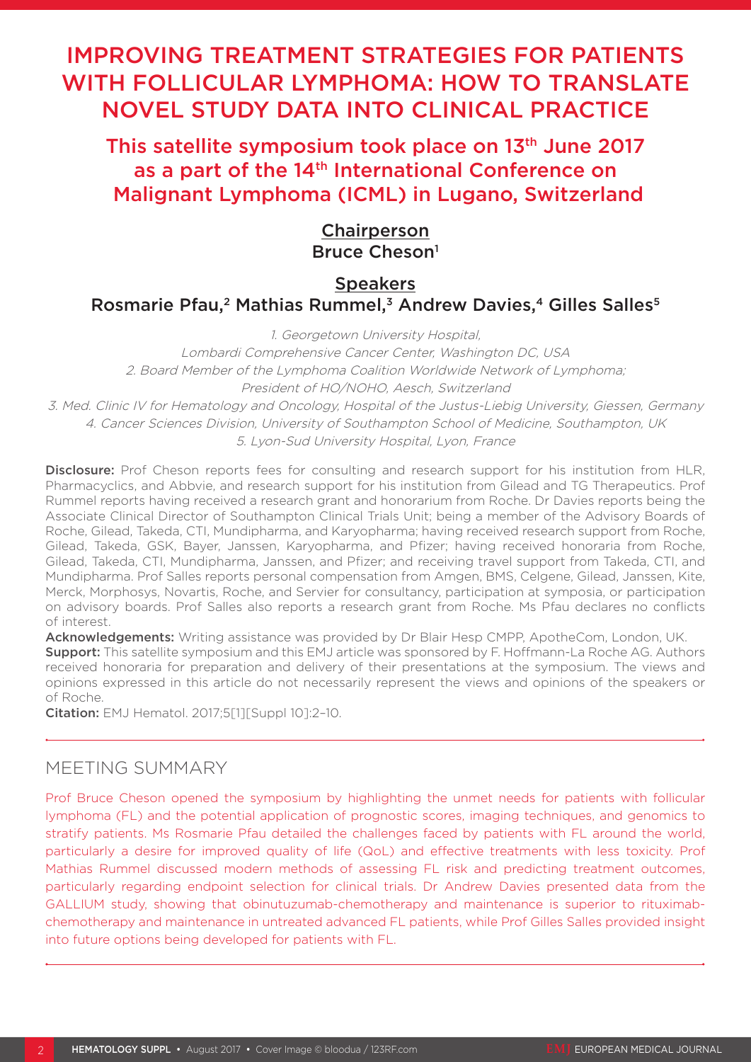# IMPROVING TREATMENT STRATEGIES FOR PATIENTS WITH FOLLICULAR LYMPHOMA: HOW TO TRANSLATE NOVEL STUDY DATA INTO CLINICAL PRACTICE

## This satellite symposium took place on 13th June 2017 as a part of the 14th International Conference on Malignant Lymphoma (ICML) in Lugano, Switzerland

**Chairperson**
Bruce Cheson[1]

**Speakers**
Rosmarie Pfau,[2] Mathias Rummel,[3] Andrew Davies,[4] Gilles Salles[5]

*1. Georgetown University Hospital, Lombardi Comprehensive Cancer Center, Washington DC, USA*
*2. Board Member of the Lymphoma Coalition Worldwide Network of Lymphoma; President of HO/NOHO, Aesch, Switzerland*
*3. Med. Clinic IV for Hematology and Oncology, Hospital of the Justus-Liebig University, Giessen, Germany*
*4. Cancer Sciences Division, University of Southampton School of Medicine, Southampton, UK*
*5. Lyon-Sud University Hospital, Lyon, France*

**Disclosure:** Prof Cheson reports fees for consulting and research support for his institution from HLR, Pharmacyclics, and Abbvie, and research support for his institution from Gilead and TG Therapeutics. Prof Rummel reports having received a research grant and honorarium from Roche. Dr Davies reports being the Associate Clinical Director of Southampton Clinical Trials Unit; being a member of the Advisory Boards of Roche, Gilead, Takeda, CTI, Mundipharma, and Karyopharma; having received research support from Roche, Gilead, Takeda, GSK, Bayer, Janssen, Karyopharma, and Pfizer; having received honoraria from Roche, Gilead, Takeda, CTI, Mundipharma, Janssen, and Pfizer; and receiving travel support from Takeda, CTI, and Mundipharma. Prof Salles reports personal compensation from Amgen, BMS, Celgene, Gilead, Janssen, Kite, Merck, Morphosys, Novartis, Roche, and Servier for consultancy, participation at symposia, or participation on advisory boards. Prof Salles also reports a research grant from Roche. Ms Pfau declares no conflicts of interest.

**Acknowledgements:** Writing assistance was provided by Dr Blair Hesp CMPP, ApotheCom, London, UK.

**Support:** This satellite symposium and this EMJ article was sponsored by F. Hoffmann-La Roche AG. Authors received honoraria for preparation and delivery of their presentations at the symposium. The views and opinions expressed in this article do not necessarily represent the views and opinions of the speakers or of Roche.

**Citation:** EMJ Hematol. 2017;5[1][Suppl 10]:2–10.

## MEETING SUMMARY

Prof Bruce Cheson opened the symposium by highlighting the unmet needs for patients with follicular lymphoma (FL) and the potential application of prognostic scores, imaging techniques, and genomics to stratify patients. Ms Rosmarie Pfau detailed the challenges faced by patients with FL around the world, particularly a desire for improved quality of life (QoL) and effective treatments with less toxicity. Prof Mathias Rummel discussed modern methods of assessing FL risk and predicting treatment outcomes, particularly regarding endpoint selection for clinical trials. Dr Andrew Davies presented data from the GALLIUM study, showing that obinutuzumab-chemotherapy and maintenance is superior to rituximab-chemotherapy and maintenance in untreated advanced FL patients, while Prof Gilles Salles provided insight into future options being developed for patients with FL.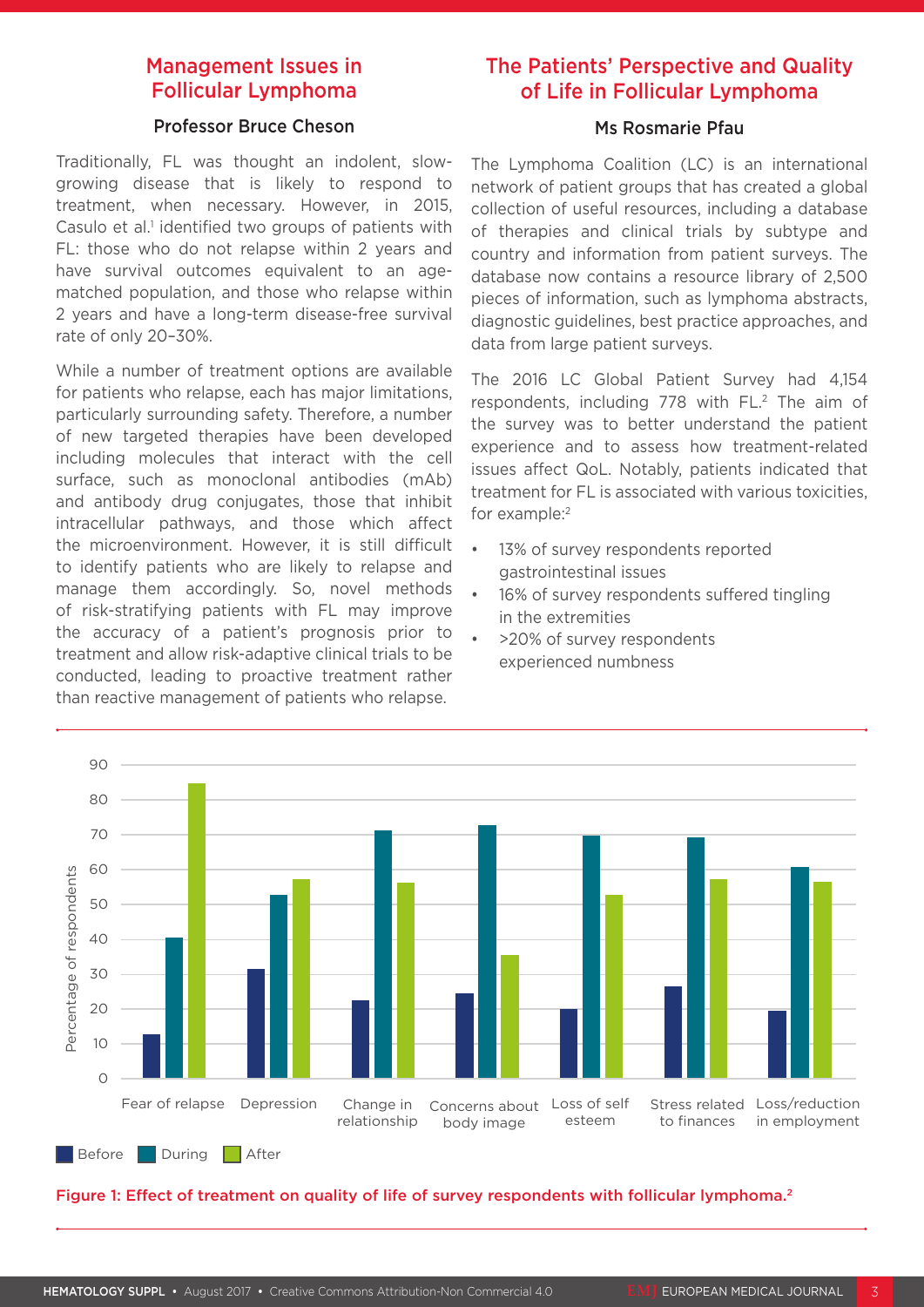## Management Issues in Follicular Lymphoma

### Professor Bruce Cheson

Traditionally, FL was thought an indolent, slow-growing disease that is likely to respond to treatment, when necessary. However, in 2015, Casulo et al.[1] identified two groups of patients with FL: those who do not relapse within 2 years and have survival outcomes equivalent to an age-matched population, and those who relapse within 2 years and have a long-term disease-free survival rate of only 20–30%.

While a number of treatment options are available for patients who relapse, each has major limitations, particularly surrounding safety. Therefore, a number of new targeted therapies have been developed including molecules that interact with the cell surface, such as monoclonal antibodies (mAb) and antibody drug conjugates, those that inhibit intracellular pathways, and those which affect the microenvironment. However, it is still difficult to identify patients who are likely to relapse and manage them accordingly. So, novel methods of risk-stratifying patients with FL may improve the accuracy of a patient's prognosis prior to treatment and allow risk-adaptive clinical trials to be conducted, leading to proactive treatment rather than reactive management of patients who relapse.

## The Patients' Perspective and Quality of Life in Follicular Lymphoma

### Ms Rosmarie Pfau

The Lymphoma Coalition (LC) is an international network of patient groups that has created a global collection of useful resources, including a database of therapies and clinical trials by subtype and country and information from patient surveys. The database now contains a resource library of 2,500 pieces of information, such as lymphoma abstracts, diagnostic guidelines, best practice approaches, and data from large patient surveys.

The 2016 LC Global Patient Survey had 4,154 respondents, including 778 with FL.[2] The aim of the survey was to better understand the patient experience and to assess how treatment-related issues affect QoL. Notably, patients indicated that treatment for FL is associated with various toxicities, for example:[2]

- 13% of survey respondents reported gastrointestinal issues
- 16% of survey respondents suffered tingling in the extremities
- >20% of survey respondents experienced numbness

Figure 1: Effect of treatment on quality of life of survey respondents with follicular lymphoma.[2]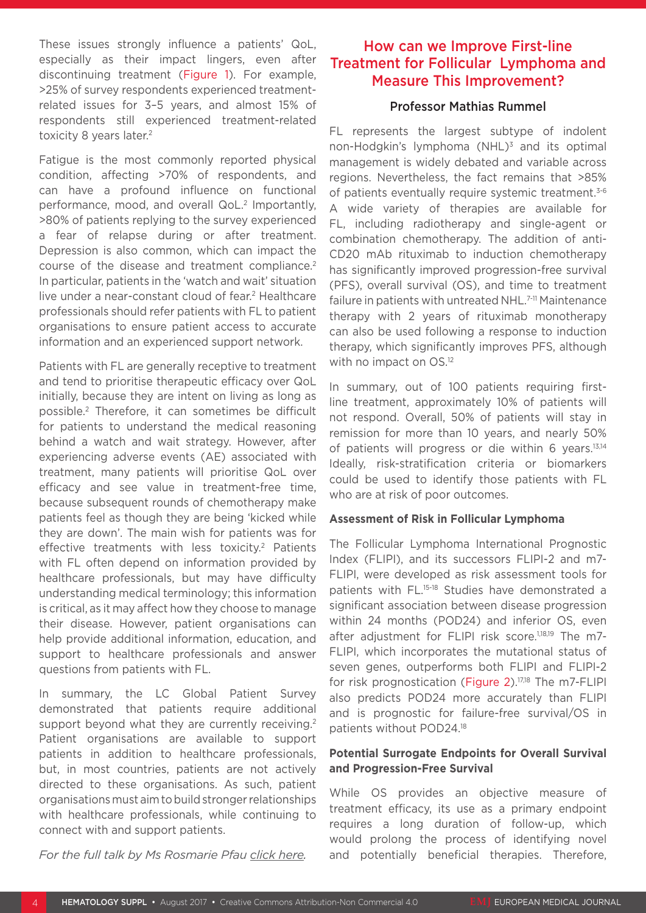These issues strongly influence a patients' QoL, especially as their impact lingers, even after discontinuing treatment (Figure 1). For example, >25% of survey respondents experienced treatment-related issues for 3–5 years, and almost 15% of respondents still experienced treatment-related toxicity 8 years later.[2]

Fatigue is the most commonly reported physical condition, affecting >70% of respondents, and can have a profound influence on functional performance, mood, and overall QoL.[2] Importantly, >80% of patients replying to the survey experienced a fear of relapse during or after treatment. Depression is also common, which can impact the course of the disease and treatment compliance.[2] In particular, patients in the 'watch and wait' situation live under a near-constant cloud of fear.[2] Healthcare professionals should refer patients with FL to patient organisations to ensure patient access to accurate information and an experienced support network.

Patients with FL are generally receptive to treatment and tend to prioritise therapeutic efficacy over QoL initially, because they are intent on living as long as possible.[2] Therefore, it can sometimes be difficult for patients to understand the medical reasoning behind a watch and wait strategy. However, after experiencing adverse events (AE) associated with treatment, many patients will prioritise QoL over efficacy and see value in treatment-free time, because subsequent rounds of chemotherapy make patients feel as though they are being 'kicked while they are down'. The main wish for patients was for effective treatments with less toxicity.[2] Patients with FL often depend on information provided by healthcare professionals, but may have difficulty understanding medical terminology; this information is critical, as it may affect how they choose to manage their disease. However, patient organisations can help provide additional information, education, and support to healthcare professionals and answer questions from patients with FL.

In summary, the LC Global Patient Survey demonstrated that patients require additional support beyond what they are currently receiving.[2] Patient organisations are available to support patients in addition to healthcare professionals, but, in most countries, patients are not actively directed to these organisations. As such, patient organisations must aim to build stronger relationships with healthcare professionals, while continuing to connect with and support patients.

*For the full talk by Ms Rosmarie Pfau click here.*

## How can we Improve First-line Treatment for Follicular Lymphoma and Measure This Improvement?

**Professor Mathias Rummel**

FL represents the largest subtype of indolent non-Hodgkin's lymphoma (NHL)[3] and its optimal management is widely debated and variable across regions. Nevertheless, the fact remains that >85% of patients eventually require systemic treatment.[3-6] A wide variety of therapies are available for FL, including radiotherapy and single-agent or combination chemotherapy. The addition of anti-CD20 mAb rituximab to induction chemotherapy has significantly improved progression-free survival (PFS), overall survival (OS), and time to treatment failure in patients with untreated NHL.[7-11] Maintenance therapy with 2 years of rituximab monotherapy can also be used following a response to induction therapy, which significantly improves PFS, although with no impact on OS.[12]

In summary, out of 100 patients requiring first-line treatment, approximately 10% of patients will not respond. Overall, 50% of patients will stay in remission for more than 10 years, and nearly 50% of patients will progress or die within 6 years.[13,14] Ideally, risk-stratification criteria or biomarkers could be used to identify those patients with FL who are at risk of poor outcomes.

### Assessment of Risk in Follicular Lymphoma

The Follicular Lymphoma International Prognostic Index (FLIPI), and its successors FLIPI-2 and m7-FLIPI, were developed as risk assessment tools for patients with FL.[15-18] Studies have demonstrated a significant association between disease progression within 24 months (POD24) and inferior OS, even after adjustment for FLIPI risk score.[1,18,19] The m7-FLIPI, which incorporates the mutational status of seven genes, outperforms both FLIPI and FLIPI-2 for risk prognostication (Figure 2).[17,18] The m7-FLIPI also predicts POD24 more accurately than FLIPI and is prognostic for failure-free survival/OS in patients without POD24.[18]

### Potential Surrogate Endpoints for Overall Survival and Progression-Free Survival

While OS provides an objective measure of treatment efficacy, its use as a primary endpoint requires a long duration of follow-up, which would prolong the process of identifying novel and potentially beneficial therapies. Therefore,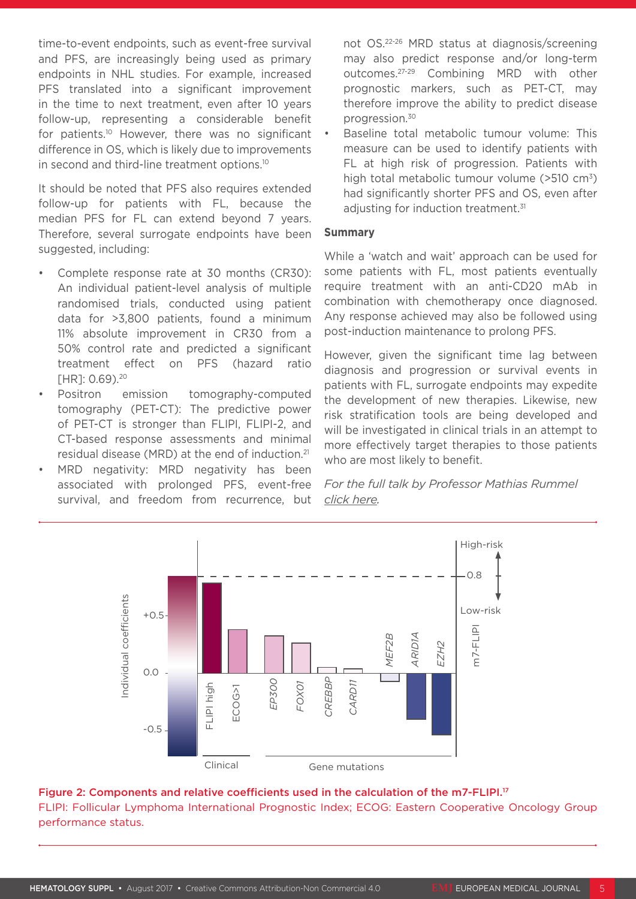time-to-event endpoints, such as event-free survival and PFS, are increasingly being used as primary endpoints in NHL studies. For example, increased PFS translated into a significant improvement in the time to next treatment, even after 10 years follow-up, representing a considerable benefit for patients.[10] However, there was no significant difference in OS, which is likely due to improvements in second and third-line treatment options.[10]

It should be noted that PFS also requires extended follow-up for patients with FL, because the median PFS for FL can extend beyond 7 years. Therefore, several surrogate endpoints have been suggested, including:

- Complete response rate at 30 months (CR30): An individual patient-level analysis of multiple randomised trials, conducted using patient data for >3,800 patients, found a minimum 11% absolute improvement in CR30 from a 50% control rate and predicted a significant treatment effect on PFS (hazard ratio [HR]: 0.69).[20]
- Positron emission tomography-computed tomography (PET-CT): The predictive power of PET-CT is stronger than FLIPI, FLIPI-2, and CT-based response assessments and minimal residual disease (MRD) at the end of induction.[21]
- MRD negativity: MRD negativity has been associated with prolonged PFS, event-free survival, and freedom from recurrence, but not OS.[22-26] MRD status at diagnosis/screening may also predict response and/or long-term outcomes.[27-29] Combining MRD with other prognostic markers, such as PET-CT, may therefore improve the ability to predict disease progression.[30]
- Baseline total metabolic tumour volume: This measure can be used to identify patients with FL at high risk of progression. Patients with high total metabolic tumour volume (>510 $cm^3$) had significantly shorter PFS and OS, even after adjusting for induction treatment.[31]

## Summary

While a 'watch and wait' approach can be used for some patients with FL, most patients eventually require treatment with an anti-CD20 mAb in combination with chemotherapy once diagnosed. Any response achieved may also be followed using post-induction maintenance to prolong PFS.

However, given the significant time lag between diagnosis and progression or survival events in patients with FL, surrogate endpoints may expedite the development of new therapies. Likewise, new risk stratification tools are being developed and will be investigated in clinical trials in an attempt to more effectively target therapies to those patients who are most likely to benefit.

*For the full talk by Professor Mathias Rummel click here.*

**Figure 2: Components and relative coefficients used in the calculation of the m7-FLIPI.[17]**

FLIPI: Follicular Lymphoma International Prognostic Index; ECOG: Eastern Cooperative Oncology Group performance status.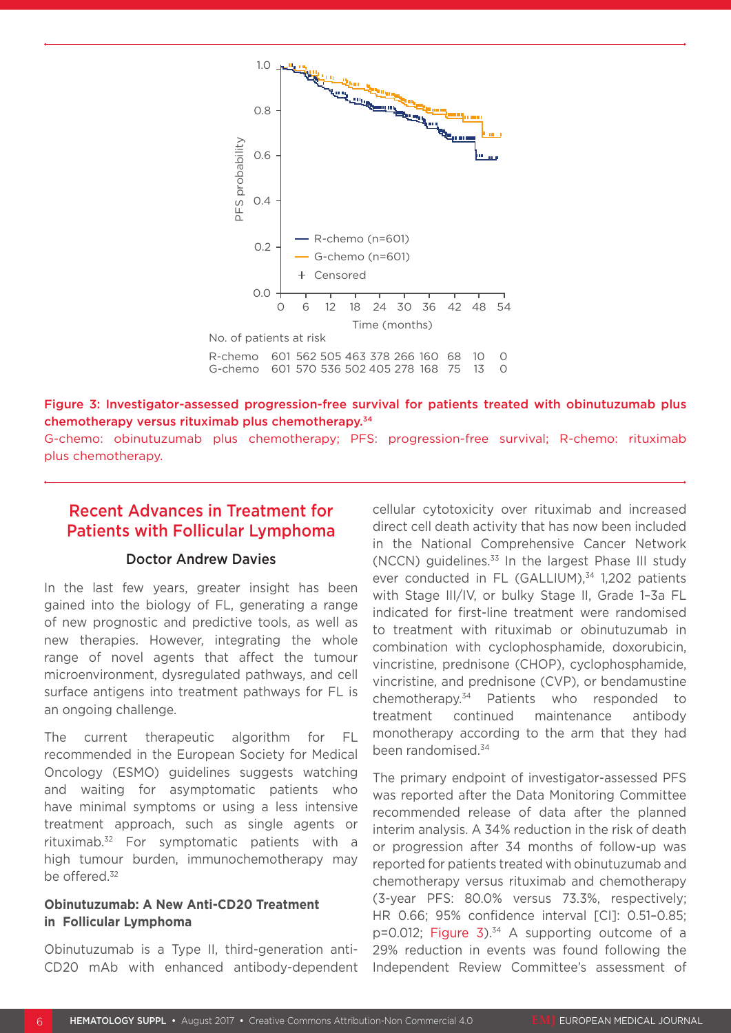| No. of patients at risk | | | | | | | | | | |
|---|---|---|---|---|---|---|---|---|---|---|
| R-chemo | 601 | 562 | 505 | 463 | 378 | 266 | 160 | 68 | 10 | 0 |
| G-chemo | 601 | 570 | 536 | 502 | 405 | 278 | 168 | 75 | 13 | 0 |

Figure 3: Investigator-assessed progression-free survival for patients treated with obinutuzumab plus chemotherapy versus rituximab plus chemotherapy.[34]

G-chemo: obinutuzumab plus chemotherapy; PFS: progression-free survival; R-chemo: rituximab plus chemotherapy.

## Recent Advances in Treatment for Patients with Follicular Lymphoma

**Doctor Andrew Davies**

In the last few years, greater insight has been gained into the biology of FL, generating a range of new prognostic and predictive tools, as well as new therapies. However, integrating the whole range of novel agents that affect the tumour microenvironment, dysregulated pathways, and cell surface antigens into treatment pathways for FL is an ongoing challenge.

The current therapeutic algorithm for FL recommended in the European Society for Medical Oncology (ESMO) guidelines suggests watching and waiting for asymptomatic patients who have minimal symptoms or using a less intensive treatment approach, such as single agents or rituximab.[32] For symptomatic patients with a high tumour burden, immunochemotherapy may be offered.[32]

### Obinutuzumab: A New Anti-CD20 Treatment in Follicular Lymphoma

Obinutuzumab is a Type II, third-generation anti-CD20 mAb with enhanced antibody-dependent cellular cytotoxicity over rituximab and increased direct cell death activity that has now been included in the National Comprehensive Cancer Network (NCCN) guidelines.[33] In the largest Phase III study ever conducted in FL (GALLIUM),[34] 1,202 patients with Stage III/IV, or bulky Stage II, Grade 1–3a FL indicated for first-line treatment were randomised to treatment with rituximab or obinutuzumab in combination with cyclophosphamide, doxorubicin, vincristine, prednisone (CHOP), cyclophosphamide, vincristine, and prednisone (CVP), or bendamustine chemotherapy.[34] Patients who responded to treatment continued maintenance antibody monotherapy according to the arm that they had been randomised.[34]

The primary endpoint of investigator-assessed PFS was reported after the Data Monitoring Committee recommended release of data after the planned interim analysis. A 34% reduction in the risk of death or progression after 34 months of follow-up was reported for patients treated with obinutuzumab and chemotherapy versus rituximab and chemotherapy (3-year PFS: 80.0% versus 73.3%, respectively; HR 0.66; 95% confidence interval [CI]: 0.51–0.85; p=0.012; Figure 3).[34] A supporting outcome of a 29% reduction in events was found following the Independent Review Committee's assessment of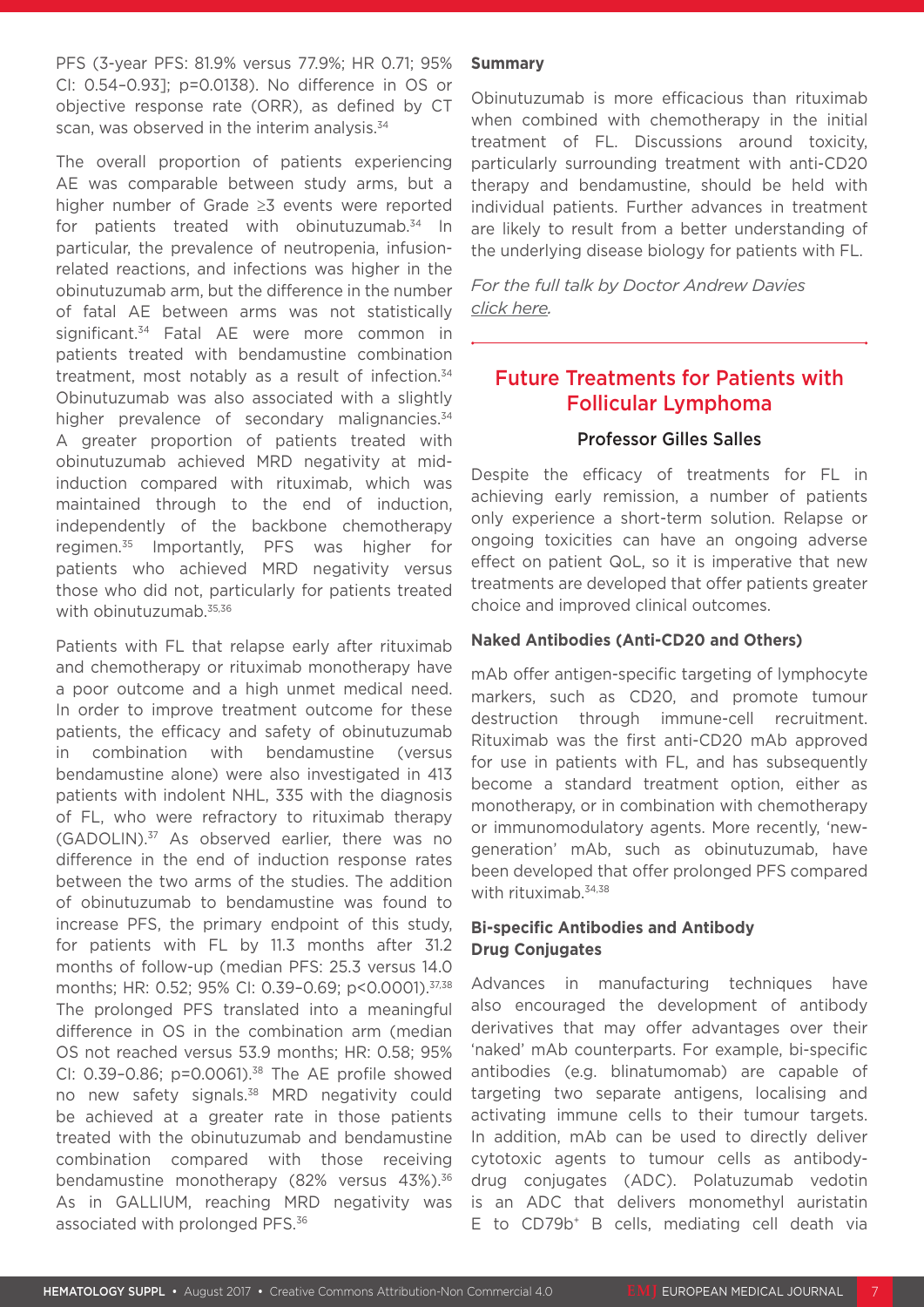PFS (3-year PFS: 81.9% versus 77.9%; HR 0.71; 95% CI: 0.54–0.93]; p=0.0138). No difference in OS or objective response rate (ORR), as defined by CT scan, was observed in the interim analysis.[34]

The overall proportion of patients experiencing AE was comparable between study arms, but a higher number of Grade ≥3 events were reported for patients treated with obinutuzumab.[34] In particular, the prevalence of neutropenia, infusion-related reactions, and infections was higher in the obinutuzumab arm, but the difference in the number of fatal AE between arms was not statistically significant.[34] Fatal AE were more common in patients treated with bendamustine combination treatment, most notably as a result of infection.[34] Obinutuzumab was also associated with a slightly higher prevalence of secondary malignancies.[34] A greater proportion of patients treated with obinutuzumab achieved MRD negativity at mid-induction compared with rituximab, which was maintained through to the end of induction, independently of the backbone chemotherapy regimen.[35] Importantly, PFS was higher for patients who achieved MRD negativity versus those who did not, particularly for patients treated with obinutuzumab.[35,36]

Patients with FL that relapse early after rituximab and chemotherapy or rituximab monotherapy have a poor outcome and a high unmet medical need. In order to improve treatment outcome for these patients, the efficacy and safety of obinutuzumab in combination with bendamustine (versus bendamustine alone) were also investigated in 413 patients with indolent NHL, 335 with the diagnosis of FL, who were refractory to rituximab therapy (GADOLIN).[37] As observed earlier, there was no difference in the end of induction response rates between the two arms of the studies. The addition of obinutuzumab to bendamustine was found to increase PFS, the primary endpoint of this study, for patients with FL by 11.3 months after 31.2 months of follow-up (median PFS: 25.3 versus 14.0 months; HR: 0.52; 95% CI: 0.39–0.69; p<0.0001).[37,38] The prolonged PFS translated into a meaningful difference in OS in the combination arm (median OS not reached versus 53.9 months; HR: 0.58; 95% CI: 0.39–0.86; p=0.0061).[38] The AE profile showed no new safety signals.[38] MRD negativity could be achieved at a greater rate in those patients treated with the obinutuzumab and bendamustine combination compared with those receiving bendamustine monotherapy (82% versus 43%).[36] As in GALLIUM, reaching MRD negativity was associated with prolonged PFS.[36]

### Summary

Obinutuzumab is more efficacious than rituximab when combined with chemotherapy in the initial treatment of FL. Discussions around toxicity, particularly surrounding treatment with anti-CD20 therapy and bendamustine, should be held with individual patients. Further advances in treatment are likely to result from a better understanding of the underlying disease biology for patients with FL.

*For the full talk by Doctor Andrew Davies click here.*

## Future Treatments for Patients with Follicular Lymphoma

**Professor Gilles Salles**

Despite the efficacy of treatments for FL in achieving early remission, a number of patients only experience a short-term solution. Relapse or ongoing toxicities can have an ongoing adverse effect on patient QoL, so it is imperative that new treatments are developed that offer patients greater choice and improved clinical outcomes.

### Naked Antibodies (Anti-CD20 and Others)

mAb offer antigen-specific targeting of lymphocyte markers, such as CD20, and promote tumour destruction through immune-cell recruitment. Rituximab was the first anti-CD20 mAb approved for use in patients with FL, and has subsequently become a standard treatment option, either as monotherapy, or in combination with chemotherapy or immunomodulatory agents. More recently, 'new-generation' mAb, such as obinutuzumab, have been developed that offer prolonged PFS compared with rituximab.[34,38]

### Bi-specific Antibodies and Antibody Drug Conjugates

Advances in manufacturing techniques have also encouraged the development of antibody derivatives that may offer advantages over their 'naked' mAb counterparts. For example, bi-specific antibodies (e.g. blinatumomab) are capable of targeting two separate antigens, localising and activating immune cells to their tumour targets. In addition, mAb can be used to directly deliver cytotoxic agents to tumour cells as antibody-drug conjugates (ADC). Polatuzumab vedotin is an ADC that delivers monomethyl auristatin E to $CD79b^{+}$ B cells, mediating cell death via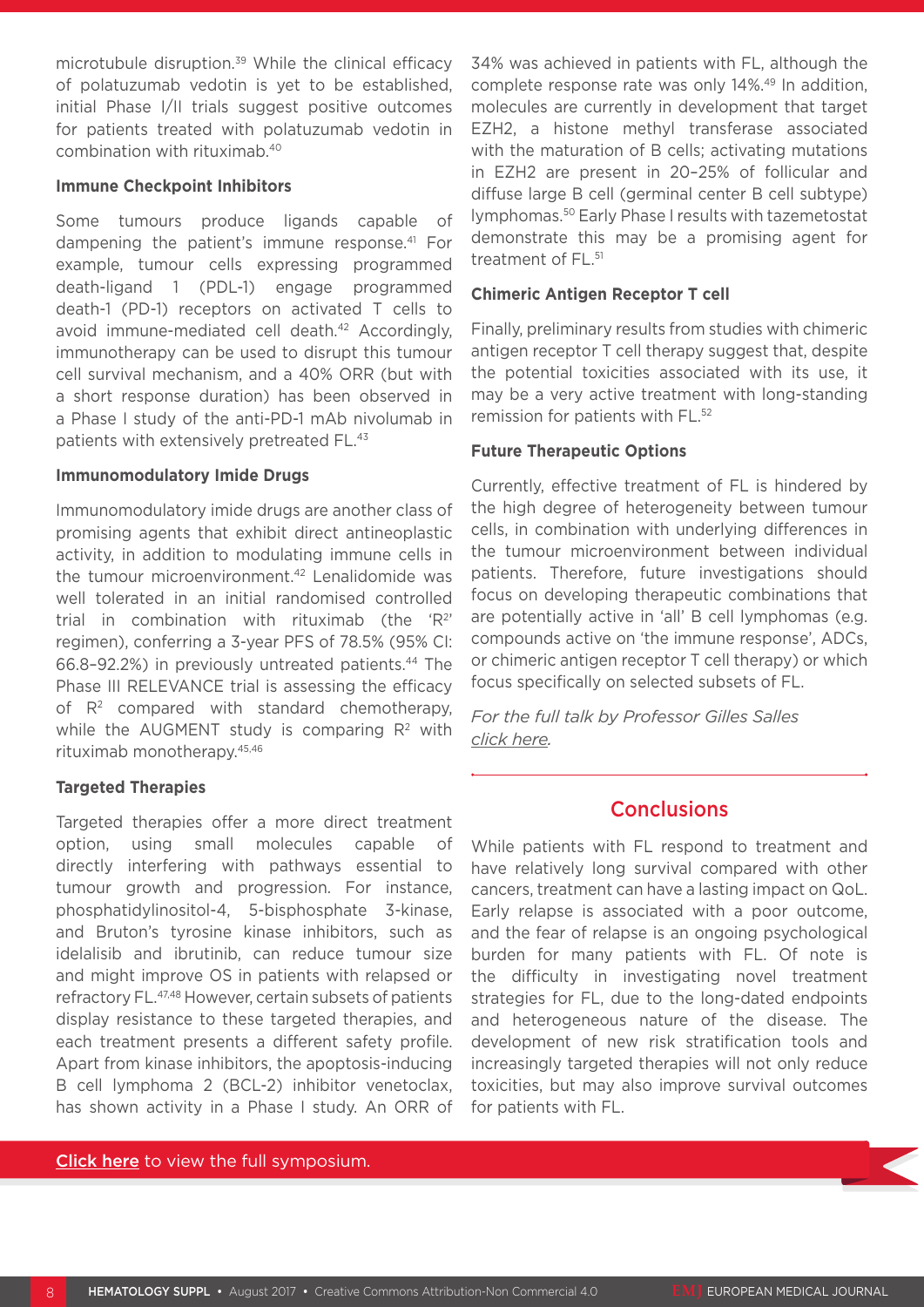microtubule disruption.[39] While the clinical efficacy of polatuzumab vedotin is yet to be established, initial Phase I/II trials suggest positive outcomes for patients treated with polatuzumab vedotin in combination with rituximab.[40]

### Immune Checkpoint Inhibitors

Some tumours produce ligands capable of dampening the patient's immune response.[41] For example, tumour cells expressing programmed death-ligand 1 (PDL-1) engage programmed death-1 (PD-1) receptors on activated T cells to avoid immune-mediated cell death.[42] Accordingly, immunotherapy can be used to disrupt this tumour cell survival mechanism, and a 40% ORR (but with a short response duration) has been observed in a Phase I study of the anti-PD-1 mAb nivolumab in patients with extensively pretreated FL.[43]

### Immunomodulatory Imide Drugs

Immunomodulatory imide drugs are another class of promising agents that exhibit direct antineoplastic activity, in addition to modulating immune cells in the tumour microenvironment.[42] Lenalidomide was well tolerated in an initial randomised controlled trial in combination with rituximab (the '$R^2$' regimen), conferring a 3-year PFS of 78.5% (95% CI: 66.8–92.2%) in previously untreated patients.[44] The Phase III RELEVANCE trial is assessing the efficacy of $R^2$ compared with standard chemotherapy, while the AUGMENT study is comparing $R^2$ with rituximab monotherapy.[45,46]

### Targeted Therapies

Targeted therapies offer a more direct treatment option, using small molecules capable of directly interfering with pathways essential to tumour growth and progression. For instance, phosphatidylinositol-4, 5-bisphosphate 3-kinase, and Bruton's tyrosine kinase inhibitors, such as idelalisib and ibrutinib, can reduce tumour size and might improve OS in patients with relapsed or refractory FL.[47,48] However, certain subsets of patients display resistance to these targeted therapies, and each treatment presents a different safety profile. Apart from kinase inhibitors, the apoptosis-inducing B cell lymphoma 2 (BCL-2) inhibitor venetoclax, has shown activity in a Phase I study. An ORR of 34% was achieved in patients with FL, although the complete response rate was only 14%.[49] In addition, molecules are currently in development that target EZH2, a histone methyl transferase associated with the maturation of B cells; activating mutations in EZH2 are present in 20–25% of follicular and diffuse large B cell (germinal center B cell subtype) lymphomas.[50] Early Phase I results with tazemetostat demonstrate this may be a promising agent for treatment of FL.[51]

### Chimeric Antigen Receptor T cell

Finally, preliminary results from studies with chimeric antigen receptor T cell therapy suggest that, despite the potential toxicities associated with its use, it may be a very active treatment with long-standing remission for patients with FL.[52]

### Future Therapeutic Options

Currently, effective treatment of FL is hindered by the high degree of heterogeneity between tumour cells, in combination with underlying differences in the tumour microenvironment between individual patients. Therefore, future investigations should focus on developing therapeutic combinations that are potentially active in 'all' B cell lymphomas (e.g. compounds active on 'the immune response', ADCs, or chimeric antigen receptor T cell therapy) or which focus specifically on selected subsets of FL.

*For the full talk by Professor Gilles Salles click here.*

## Conclusions

While patients with FL respond to treatment and have relatively long survival compared with other cancers, treatment can have a lasting impact on QoL. Early relapse is associated with a poor outcome, and the fear of relapse is an ongoing psychological burden for many patients with FL. Of note is the difficulty in investigating novel treatment strategies for FL, due to the long-dated endpoints and heterogeneous nature of the disease. The development of new risk stratification tools and increasingly targeted therapies will not only reduce toxicities, but may also improve survival outcomes for patients with FL.

Click here to view the full symposium.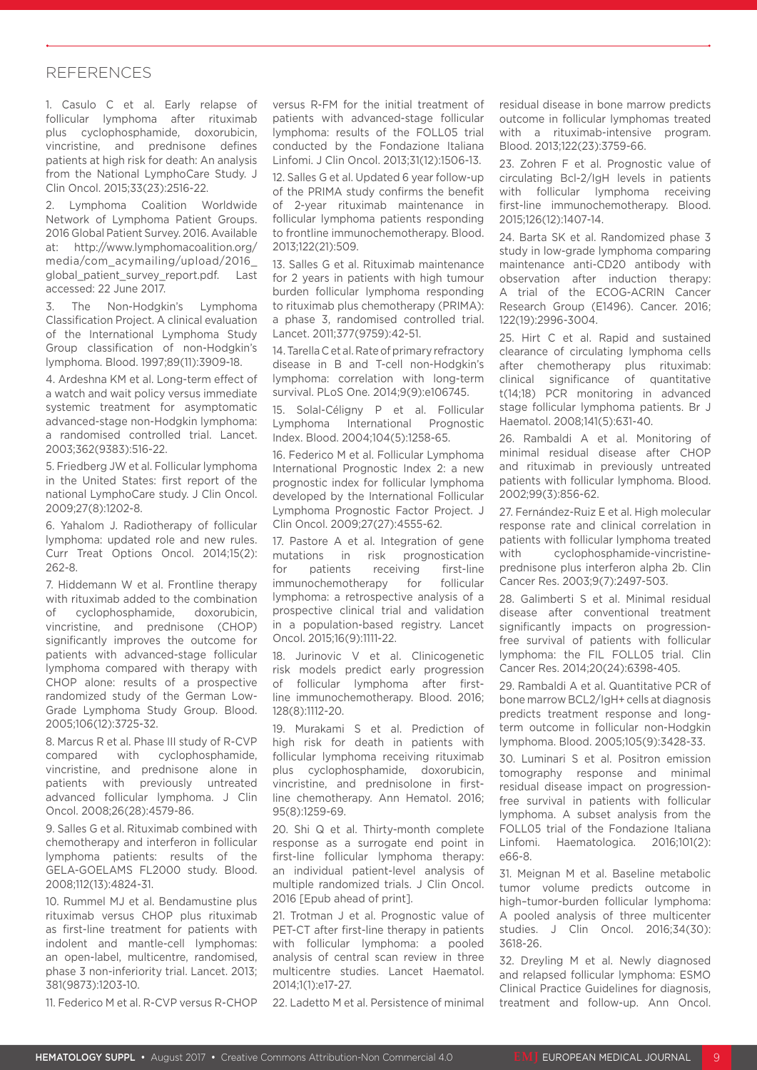## REFERENCES

1. Casulo C et al. Early relapse of follicular lymphoma after rituximab plus cyclophosphamide, doxorubicin, vincristine, and prednisone defines patients at high risk for death: An analysis from the National LymphoCare Study. J Clin Oncol. 2015;33(23):2516-22.

2. Lymphoma Coalition Worldwide Network of Lymphoma Patient Groups. 2016 Global Patient Survey. 2016. Available at: http://www.lymphomacoalition.org/media/com_acymailing/upload/2016_global_patient_survey_report.pdf. Last accessed: 22 June 2017.

3. The Non-Hodgkin's Lymphoma Classification Project. A clinical evaluation of the International Lymphoma Study Group classification of non-Hodgkin's lymphoma. Blood. 1997;89(11):3909-18.

4. Ardeshna KM et al. Long-term effect of a watch and wait policy versus immediate systemic treatment for asymptomatic advanced-stage non-Hodgkin lymphoma: a randomised controlled trial. Lancet. 2003;362(9383):516-22.

5. Friedberg JW et al. Follicular lymphoma in the United States: first report of the national LymphoCare study. J Clin Oncol. 2009;27(8):1202-8.

6. Yahalom J. Radiotherapy of follicular lymphoma: updated role and new rules. Curr Treat Options Oncol. 2014;15(2):262-8.

7. Hiddemann W et al. Frontline therapy with rituximab added to the combination of cyclophosphamide, doxorubicin, vincristine, and prednisone (CHOP) significantly improves the outcome for patients with advanced-stage follicular lymphoma compared with therapy with CHOP alone: results of a prospective randomized study of the German Low-Grade Lymphoma Study Group. Blood. 2005;106(12):3725-32.

8. Marcus R et al. Phase III study of R-CVP compared with cyclophosphamide, vincristine, and prednisone alone in patients with previously untreated advanced follicular lymphoma. J Clin Oncol. 2008;26(28):4579-86.

9. Salles G et al. Rituximab combined with chemotherapy and interferon in follicular lymphoma patients: results of the GELA-GOELAMS FL2000 study. Blood. 2008;112(13):4824-31.

10. Rummel MJ et al. Bendamustine plus rituximab versus CHOP plus rituximab as first-line treatment for patients with indolent and mantle-cell lymphomas: an open-label, multicentre, randomised, phase 3 non-inferiority trial. Lancet. 2013;381(9873):1203-10.

11. Federico M et al. R-CVP versus R-CHOP versus R-FM for the initial treatment of patients with advanced-stage follicular lymphoma: results of the FOLL05 trial conducted by the Fondazione Italiana Linfomi. J Clin Oncol. 2013;31(12):1506-13.

12. Salles G et al. Updated 6 year follow-up of the PRIMA study confirms the benefit of 2-year rituximab maintenance in follicular lymphoma patients responding to frontline immunochemotherapy. Blood. 2013;122(21):509.

13. Salles G et al. Rituximab maintenance for 2 years in patients with high tumour burden follicular lymphoma responding to rituximab plus chemotherapy (PRIMA): a phase 3, randomised controlled trial. Lancet. 2011;377(9759):42-51.

14. Tarella C et al. Rate of primary refractory disease in B and T-cell non-Hodgkin's lymphoma: correlation with long-term survival. PLoS One. 2014;9(9):e106745.

15. Solal-Céligny P et al. Follicular Lymphoma International Prognostic Index. Blood. 2004;104(5):1258-65.

16. Federico M et al. Follicular Lymphoma International Prognostic Index 2: a new prognostic index for follicular lymphoma developed by the International Follicular Lymphoma Prognostic Factor Project. J Clin Oncol. 2009;27(27):4555-62.

17. Pastore A et al. Integration of gene mutations in risk prognostication for patients receiving first-line immunochemotherapy for follicular lymphoma: a retrospective analysis of a prospective clinical trial and validation in a population-based registry. Lancet Oncol. 2015;16(9):1111-22.

18. Jurinovic V et al. Clinicogenetic risk models predict early progression of follicular lymphoma after first-line immunochemotherapy. Blood. 2016;128(8):1112-20.

19. Murakami S et al. Prediction of high risk for death in patients with follicular lymphoma receiving rituximab plus cyclophosphamide, doxorubicin, vincristine, and prednisolone in first-line chemotherapy. Ann Hematol. 2016;95(8):1259-69.

20. Shi Q et al. Thirty-month complete response as a surrogate end point in first-line follicular lymphoma therapy: an individual patient-level analysis of multiple randomized trials. J Clin Oncol. 2016 [Epub ahead of print].

21. Trotman J et al. Prognostic value of PET-CT after first-line therapy in patients with follicular lymphoma: a pooled analysis of central scan review in three multicentre studies. Lancet Haematol. 2014;1(1):e17-27.

22. Ladetto M et al. Persistence of minimal residual disease in bone marrow predicts outcome in follicular lymphomas treated with a rituximab-intensive program. Blood. 2013;122(23):3759-66.

23. Zohren F et al. Prognostic value of circulating Bcl-2/IgH levels in patients with follicular lymphoma receiving first-line immunochemotherapy. Blood. 2015;126(12):1407-14.

24. Barta SK et al. Randomized phase 3 study in low-grade lymphoma comparing maintenance anti-CD20 antibody with observation after induction therapy: A trial of the ECOG-ACRIN Cancer Research Group (E1496). Cancer. 2016;122(19):2996-3004.

25. Hirt C et al. Rapid and sustained clearance of circulating lymphoma cells after chemotherapy plus rituximab: clinical significance of quantitative t(14;18) PCR monitoring in advanced stage follicular lymphoma patients. Br J Haematol. 2008;141(5):631-40.

26. Rambaldi A et al. Monitoring of minimal residual disease after CHOP and rituximab in previously untreated patients with follicular lymphoma. Blood. 2002;99(3):856-62.

27. Fernández-Ruiz E et al. High molecular response rate and clinical correlation in patients with follicular lymphoma treated with cyclophosphamide-vincristine-prednisone plus interferon alpha 2b. Clin Cancer Res. 2003;9(7):2497-503.

28. Galimberti S et al. Minimal residual disease after conventional treatment significantly impacts on progression-free survival of patients with follicular lymphoma: the FIL FOLL05 trial. Clin Cancer Res. 2014;20(24):6398-405.

29. Rambaldi A et al. Quantitative PCR of bone marrow BCL2/IgH+ cells at diagnosis predicts treatment response and long-term outcome in follicular non-Hodgkin lymphoma. Blood. 2005;105(9):3428-33.

30. Luminari S et al. Positron emission tomography response and minimal residual disease impact on progression-free survival in patients with follicular lymphoma. A subset analysis from the FOLL05 trial of the Fondazione Italiana Linfomi. Haematologica. 2016;101(2):e66-8.

31. Meignan M et al. Baseline metabolic tumor volume predicts outcome in high–tumor-burden follicular lymphoma: A pooled analysis of three multicenter studies. J Clin Oncol. 2016;34(30):3618-26.

32. Dreyling M et al. Newly diagnosed and relapsed follicular lymphoma: ESMO Clinical Practice Guidelines for diagnosis, treatment and follow-up. Ann Oncol.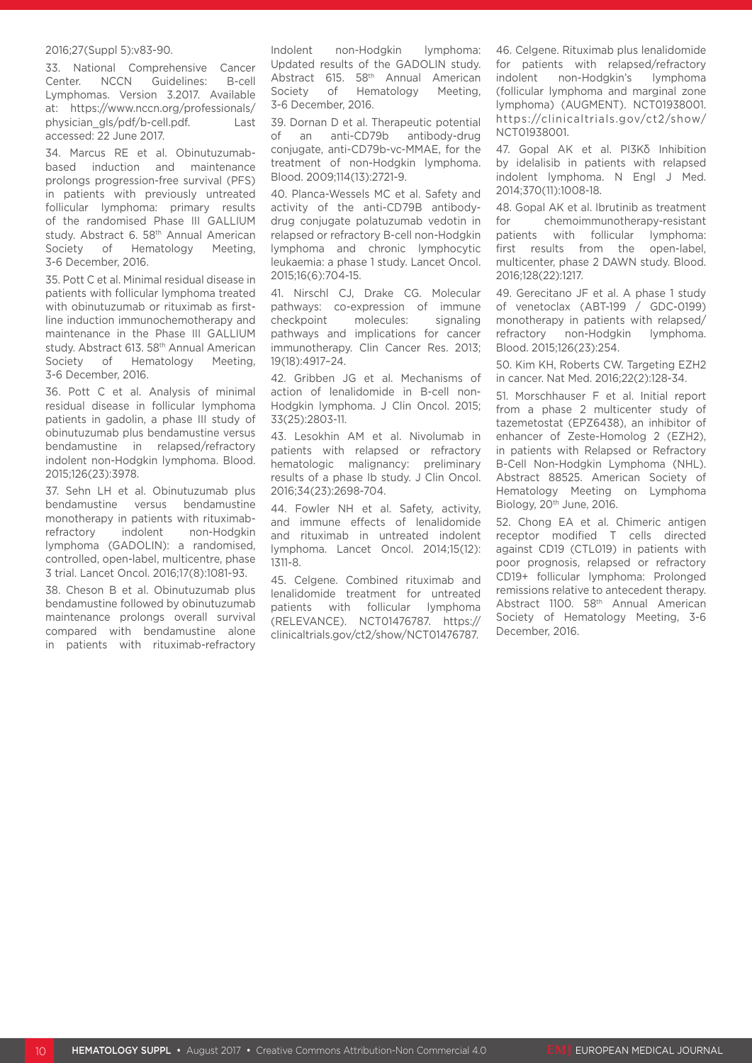2016;27(Suppl 5):v83-90.

33. National Comprehensive Cancer Center. NCCN Guidelines: B-cell Lymphomas. Version 3.2017. Available at: https://www.nccn.org/professionals/physician_gls/pdf/b-cell.pdf. Last accessed: 22 June 2017.

34. Marcus RE et al. Obinutuzumab-based induction and maintenance prolongs progression-free survival (PFS) in patients with previously untreated follicular lymphoma: primary results of the randomised Phase III GALLIUM study. Abstract 6. 58th Annual American Society of Hematology Meeting, 3-6 December, 2016.

35. Pott C et al. Minimal residual disease in patients with follicular lymphoma treated with obinutuzumab or rituximab as first-line induction immunochemotherapy and maintenance in the Phase III GALLIUM study. Abstract 613. 58th Annual American Society of Hematology Meeting, 3-6 December, 2016.

36. Pott C et al. Analysis of minimal residual disease in follicular lymphoma patients in gadolin, a phase III study of obinutuzumab plus bendamustine versus bendamustine in relapsed/refractory indolent non-Hodgkin lymphoma. Blood. 2015;126(23):3978.

37. Sehn LH et al. Obinutuzumab plus bendamustine versus bendamustine monotherapy in patients with rituximab-refractory indolent non-Hodgkin lymphoma (GADOLIN): a randomised, controlled, open-label, multicentre, phase 3 trial. Lancet Oncol. 2016;17(8):1081-93.

38. Cheson B et al. Obinutuzumab plus bendamustine followed by obinutuzumab maintenance prolongs overall survival compared with bendamustine alone in patients with rituximab-refractory Indolent non-Hodgkin lymphoma: Updated results of the GADOLIN study. Abstract 615. 58th Annual American Society of Hematology Meeting, 3-6 December, 2016.

39. Dornan D et al. Therapeutic potential of an anti-CD79b antibody-drug conjugate, anti-CD79b-vc-MMAE, for the treatment of non-Hodgkin lymphoma. Blood. 2009;114(13):2721-9.

40. Planca-Wessels MC et al. Safety and activity of the anti-CD79B antibody-drug conjugate polatuzumab vedotin in relapsed or refractory B-cell non-Hodgkin lymphoma and chronic lymphocytic leukaemia: a phase 1 study. Lancet Oncol. 2015;16(6):704-15.

41. Nirschl CJ, Drake CG. Molecular pathways: co-expression of immune checkpoint molecules: signaling pathways and implications for cancer immunotherapy. Clin Cancer Res. 2013; 19(18):4917–24.

42. Gribben JG et al. Mechanisms of action of lenalidomide in B-cell non-Hodgkin lymphoma. J Clin Oncol. 2015; 33(25):2803-11.

43. Lesokhin AM et al. Nivolumab in patients with relapsed or refractory hematologic malignancy: preliminary results of a phase Ib study. J Clin Oncol. 2016;34(23):2698-704.

44. Fowler NH et al. Safety, activity, and immune effects of lenalidomide and rituximab in untreated indolent lymphoma. Lancet Oncol. 2014;15(12): 1311-8.

45. Celgene. Combined rituximab and lenalidomide treatment for untreated patients with follicular lymphoma (RELEVANCE). NCT01476787. https://clinicaltrials.gov/ct2/show/NCT01476787.

46. Celgene. Rituximab plus lenalidomide for patients with relapsed/refractory indolent non-Hodgkin's lymphoma (follicular lymphoma and marginal zone lymphoma) (AUGMENT). NCT01938001. https://clinicaltrials.gov/ct2/show/NCT01938001.

47. Gopal AK et al. PI3Kδ Inhibition by idelalisib in patients with relapsed indolent lymphoma. N Engl J Med. 2014;370(11):1008-18.

48. Gopal AK et al. Ibrutinib as treatment for chemoimmunotherapy-resistant patients with follicular lymphoma: first results from the open-label, multicenter, phase 2 DAWN study. Blood. 2016;128(22):1217.

49. Gerecitano JF et al. A phase 1 study of venetoclax (ABT-199 / GDC-0199) monotherapy in patients with relapsed/refractory non-Hodgkin lymphoma. Blood. 2015;126(23):254.

50. Kim KH, Roberts CW. Targeting EZH2 in cancer. Nat Med. 2016;22(2):128-34.

51. Morschhauser F et al. Initial report from a phase 2 multicenter study of tazemetostat (EPZ6438), an inhibitor of enhancer of Zeste-Homolog 2 (EZH2), in patients with Relapsed or Refractory B-Cell Non-Hodgkin Lymphoma (NHL). Abstract 88525. American Society of Hematology Meeting on Lymphoma Biology, 20th June, 2016.

52. Chong EA et al. Chimeric antigen receptor modified T cells directed against CD19 (CTL019) in patients with poor prognosis, relapsed or refractory CD19+ follicular lymphoma: Prolonged remissions relative to antecedent therapy. Abstract 1100. 58th Annual American Society of Hematology Meeting, 3-6 December, 2016.